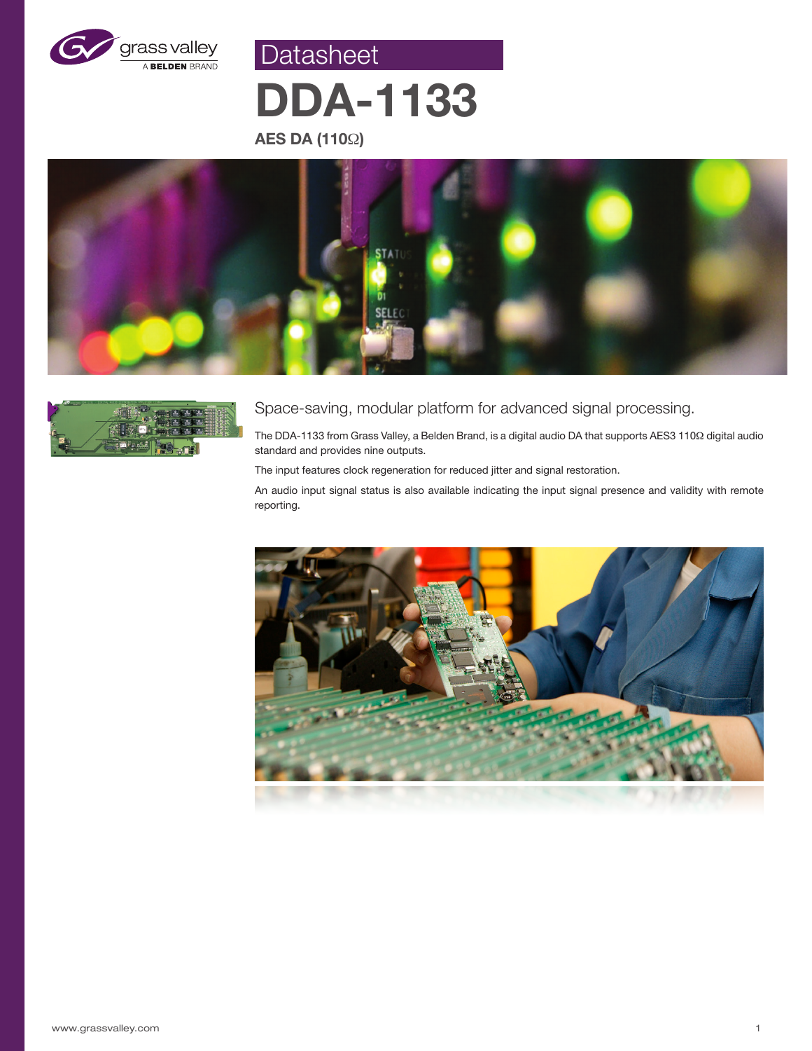Datasheet

# DDA-1133

**AES DA (110Ω)**

## Space-saving, modular platform for advanced signal processing.

The DDA-1133 from Grass Valley, a Belden Brand, is a digital audio DA that supports AES3 110Ω digital audio standard and provides nine outputs.

The input features clock regeneration for reduced jitter and signal restoration.

An audio input signal status is also available indicating the input signal presence and validity with remote reporting.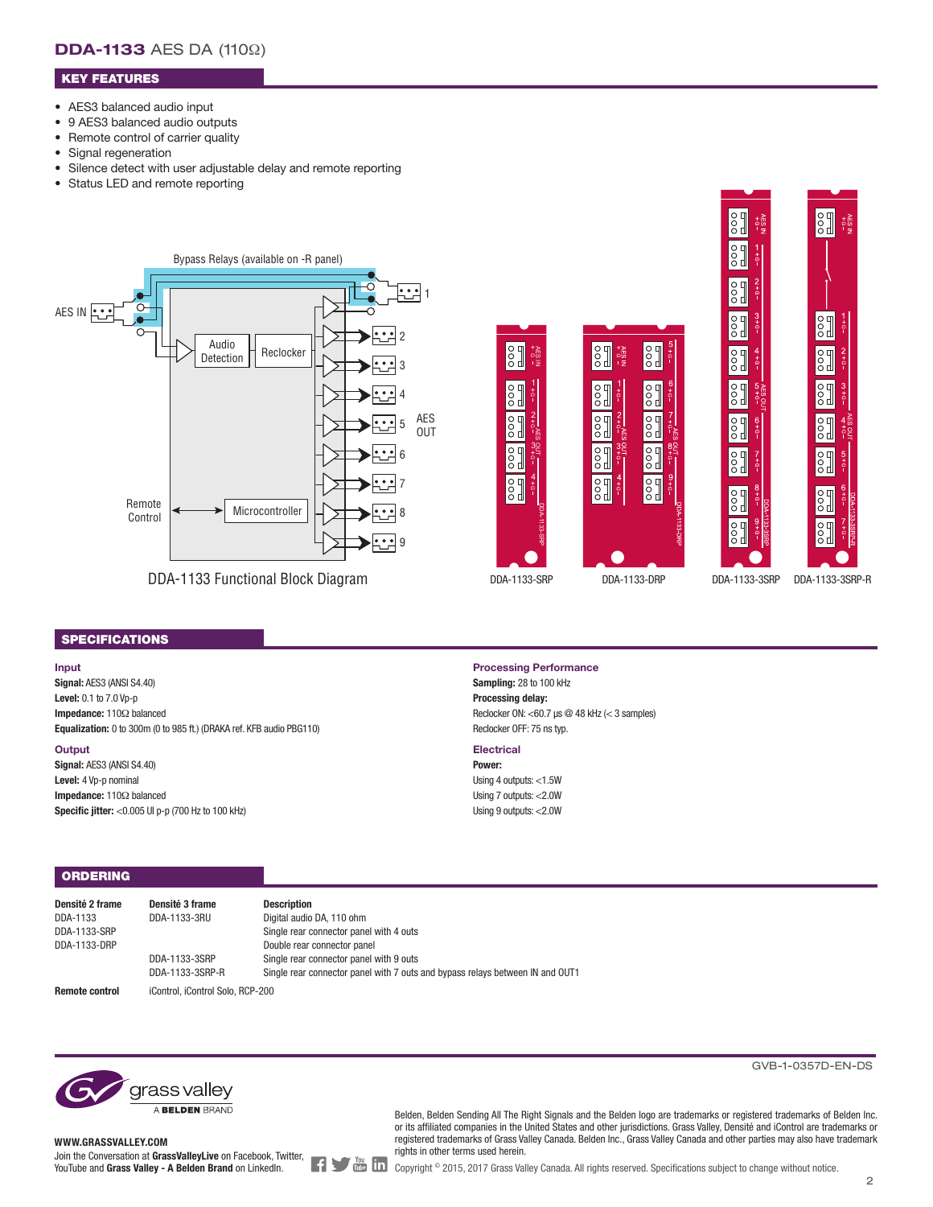# DDA-1133 AES DA (110Ω)

## KEY FEATURES

- AES3 balanced audio input
- 9 AES3 balanced audio outputs
- Remote control of carrier quality
- Signal regeneration
- Silence detect with user adjustable delay and remote reporting
- Status LED and remote reporting

Bypass Relays (available on -R panel)

AES IN

Audio Detection

Reclocker

Remote Control

Microcontroller

1
2
3
4
5
6
7
8
9

AES OUT

DDA-1133 Functional Block Diagram

DDA-1133-SRP

DDA-1133-DRP

DDA-1133-3SRP

DDA-1133-3SRP-R

## SPECIFICATIONS

### Input

**Signal:** AES3 (ANSI S4.40)
**Level:** 0.1 to 7.0 Vp-p
**Impedance:** 110Ω balanced
**Equalization:** 0 to 300m (0 to 985 ft.) (DRAKA ref. KFB audio PBG110)

### Output

**Signal:** AES3 (ANSI S4.40)
**Level:** 4 Vp-p nominal
**Impedance:** 110Ω balanced
**Specific jitter:** <0.005 UI p-p (700 Hz to 100 kHz)

### Processing Performance

**Sampling:** 28 to 100 kHz
**Processing delay:**
Reclocker ON: <60.7 µs @ 48 kHz (< 3 samples)
Reclocker OFF: 75 ns typ.

### Electrical

**Power:**
Using 4 outputs: <1.5W
Using 7 outputs: <2.0W
Using 9 outputs: <2.0W

## ORDERING

| Densité 2 frame | Densité 3 frame | Description |
|---|---|---|
| DDA-1133 | DDA-1133-3RU | Digital audio DA, 110 ohm |
| DDA-1133-SRP | | Single rear connector panel with 4 outs |
| DDA-1133-DRP | | Double rear connector panel |
| | DDA-1133-3SRP | Single rear connector panel with 9 outs |
| | DDA-1133-3SRP-R | Single rear connector panel with 7 outs and bypass relays between IN and OUT1 |
| **Remote control** | iControl, iControl Solo, RCP-200 | |

GVB-1-0357D-EN-DS

grass valley
A BELDEN BRAND

**WWW.GRASSVALLEY.COM**
Join the Conversation at **GrassValleyLive** on Facebook, Twitter, YouTube and **Grass Valley - A Belden Brand** on LinkedIn.

Belden, Belden Sending All The Right Signals and the Belden logo are trademarks or registered trademarks of Belden Inc. or its affiliated companies in the United States and other jurisdictions. Grass Valley, Densité and iControl are trademarks or registered trademarks of Grass Valley Canada. Belden Inc., Grass Valley Canada and other parties may also have trademark rights in other terms used herein.

Copyright © 2015, 2017 Grass Valley Canada. All rights reserved. Specifications subject to change without notice.